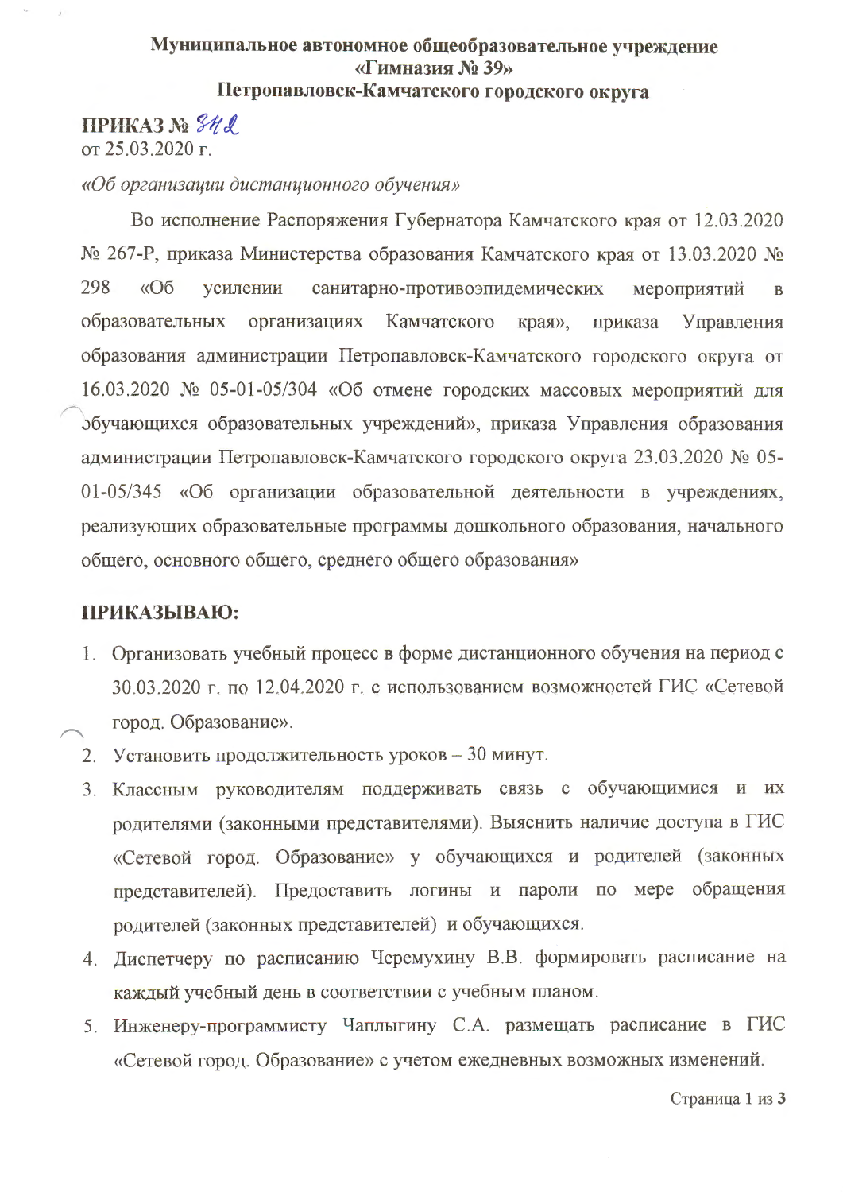**Муниципальное автономное общеобразовательное учреждение**
**«Гимназия № 39»**
**Петропавловск-Камчатского городского округа**

**ПРИКАЗ №** 342
от 25.03.2020 г.

*«Об организации дистанционного обучения»*

Во исполнение Распоряжения Губернатора Камчатского края от 12.03.2020 № 267-Р, приказа Министерства образования Камчатского края от 13.03.2020 № 298 «Об усилении санитарно-противоэпидемических мероприятий в образовательных организациях Камчатского края», приказа Управления образования администрации Петропавловск-Камчатского городского округа от 16.03.2020 № 05-01-05/304 «Об отмене городских массовых мероприятий для обучающихся образовательных учреждений», приказа Управления образования администрации Петропавловск-Камчатского городского округа 23.03.2020 № 05-01-05/345 «Об организации образовательной деятельности в учреждениях, реализующих образовательные программы дошкольного образования, начального общего, основного общего, среднего общего образования»

**ПРИКАЗЫВАЮ:**

1. Организовать учебный процесс в форме дистанционного обучения на период с 30.03.2020 г. по 12.04.2020 г. с использованием возможностей ГИС «Сетевой город. Образование».
2. Установить продолжительность уроков – 30 минут.
3. Классным руководителям поддерживать связь с обучающимися и их родителями (законными представителями). Выяснить наличие доступа в ГИС «Сетевой город. Образование» у обучающихся и родителей (законных представителей). Предоставить логины и пароли по мере обращения родителей (законных представителей) и обучающихся.
4. Диспетчеру по расписанию Черемухину В.В. формировать расписание на каждый учебный день в соответствии с учебным планом.
5. Инженеру-программисту Чаплыгину С.А. размещать расписание в ГИС «Сетевой город. Образование» с учетом ежедневных возможных изменений.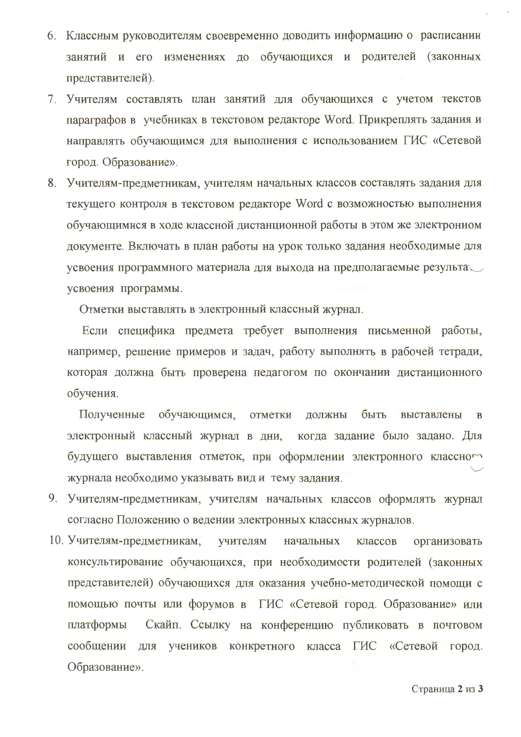6. Классным руководителям своевременно доводить информацию о расписании занятий и его изменениях до обучающихся и родителей (законных представителей).
7. Учителям составлять план занятий для обучающихся с учетом текстов параграфов в учебниках в текстовом редакторе Word. Прикреплять задания и направлять обучающимся для выполнения с использованием ГИС «Сетевой город. Образование».
8. Учителям-предметникам, учителям начальных классов составлять задания для текущего контроля в текстовом редакторе Word с возможностью выполнения обучающимися в ходе классной дистанционной работы в этом же электронном документе. Включать в план работы на урок только задания необходимые для усвоения программного материала для выхода на предполагаемые результаты усвоения программы.

   Отметки выставлять в электронный классный журнал.

   Если специфика предмета требует выполнения письменной работы, например, решение примеров и задач, работу выполнять в рабочей тетради, которая должна быть проверена педагогом по окончании дистанционного обучения.

   Полученные обучающимся, отметки должны быть выставлены в электронный классный журнал в дни, когда задание было задано. Для будущего выставления отметок, при оформлении электронного классного журнала необходимо указывать вид и тему задания.
9. Учителям-предметникам, учителям начальных классов оформлять журнал согласно Положению о ведении электронных классных журналов.
10. Учителям-предметникам, учителям начальных классов организовать консультирование обучающихся, при необходимости родителей (законных представителей) обучающихся для оказания учебно-методической помощи с помощью почты или форумов в ГИС «Сетевой город. Образование» или платформы Скайп. Ссылку на конференцию публиковать в почтовом сообщении для учеников конкретного класса ГИС «Сетевой город. Образование».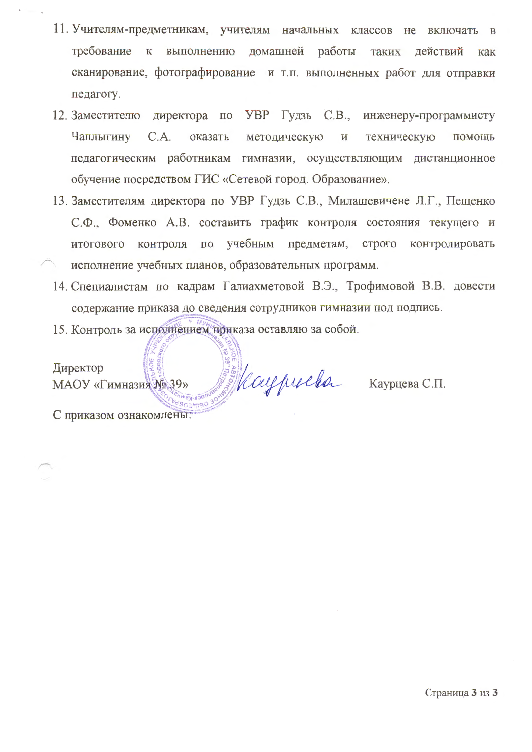11. Учителям-предметникам, учителям начальных классов не включать в требование к выполнению домашней работы таких действий как сканирование, фотографирование и т.п. выполненных работ для отправки педагогу.
12. Заместителю директора по УВР Гудзь С.В., инженеру-программисту Чаплыгину С.А. оказать методическую и техническую помощь педагогическим работникам гимназии, осуществляющим дистанционное обучение посредством ГИС «Сетевой город. Образование».
13. Заместителям директора по УВР Гудзь С.В., Милашевичене Л.Г., Пещенко С.Ф., Фоменко А.В. составить график контроля состояния текущего и итогового контроля по учебным предметам, строго контролировать исполнение учебных планов, образовательных программ.
14. Специалистам по кадрам Галиахметовой В.Э., Трофимовой В.В. довести содержание приказа до сведения сотрудников гимназии под подпись.
15. Контроль за исполнением приказа оставляю за собой.

Директор
МАОУ «Гимназия № 39» Каурцева С.П.

С приказом ознакомлены: